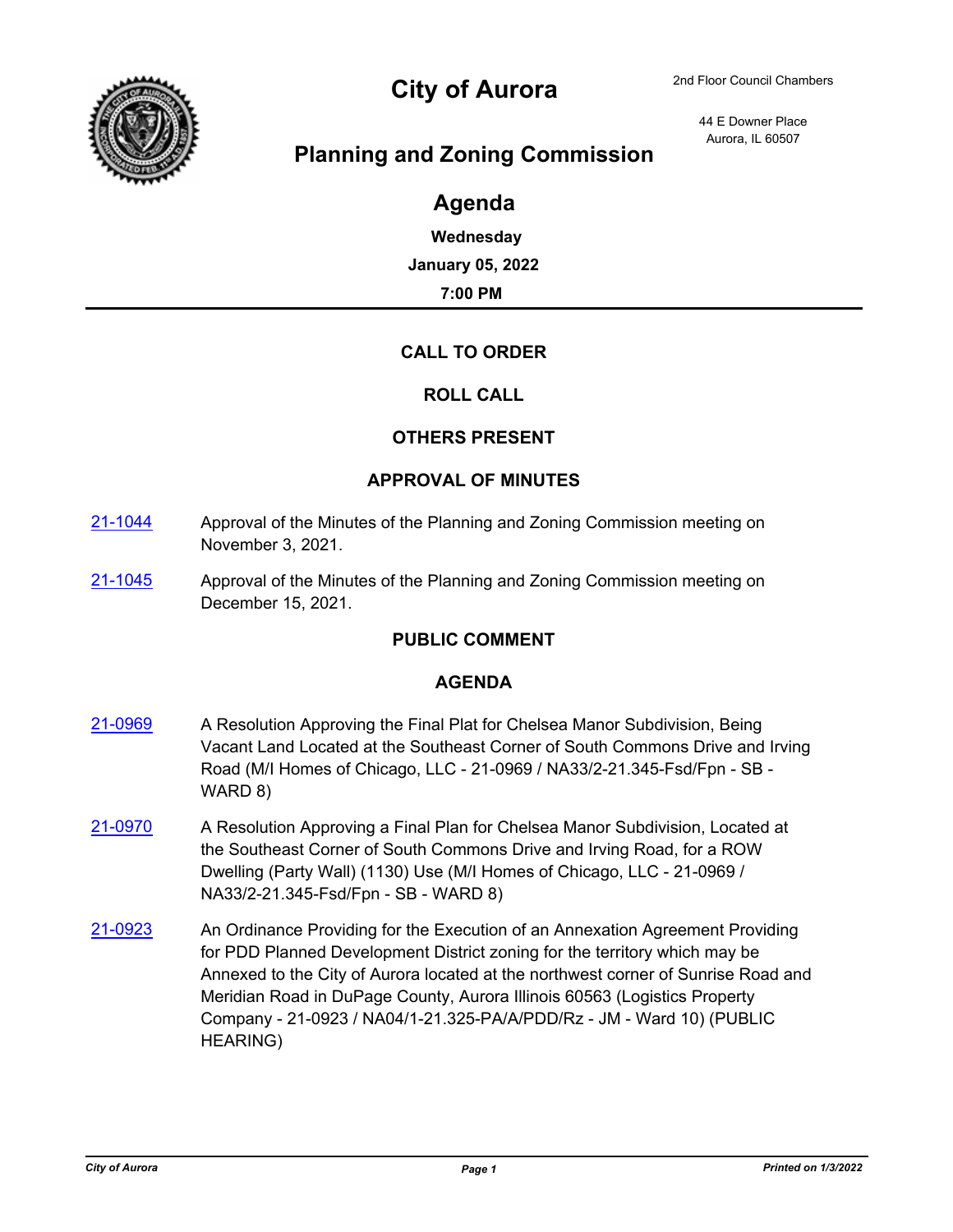# City of Aurora

2nd Floor Council Chambers

44 E Downer Place
Aurora, IL 60507

## Planning and Zoning Commission

## Agenda

**Wednesday**

**January 05, 2022**

**7:00 PM**

---

### CALL TO ORDER

### ROLL CALL

### OTHERS PRESENT

### APPROVAL OF MINUTES

21-1044 Approval of the Minutes of the Planning and Zoning Commission meeting on November 3, 2021.

21-1045 Approval of the Minutes of the Planning and Zoning Commission meeting on December 15, 2021.

### PUBLIC COMMENT

### AGENDA

21-0969 A Resolution Approving the Final Plat for Chelsea Manor Subdivision, Being Vacant Land Located at the Southeast Corner of South Commons Drive and Irving Road (M/I Homes of Chicago, LLC - 21-0969 / NA33/2-21.345-Fsd/Fpn - SB - WARD 8)

21-0970 A Resolution Approving a Final Plan for Chelsea Manor Subdivision, Located at the Southeast Corner of South Commons Drive and Irving Road, for a ROW Dwelling (Party Wall) (1130) Use (M/I Homes of Chicago, LLC - 21-0969 / NA33/2-21.345-Fsd/Fpn - SB - WARD 8)

21-0923 An Ordinance Providing for the Execution of an Annexation Agreement Providing for PDD Planned Development District zoning for the territory which may be Annexed to the City of Aurora located at the northwest corner of Sunrise Road and Meridian Road in DuPage County, Aurora Illinois 60563 (Logistics Property Company - 21-0923 / NA04/1-21.325-PA/A/PDD/Rz - JM - Ward 10) (PUBLIC HEARING)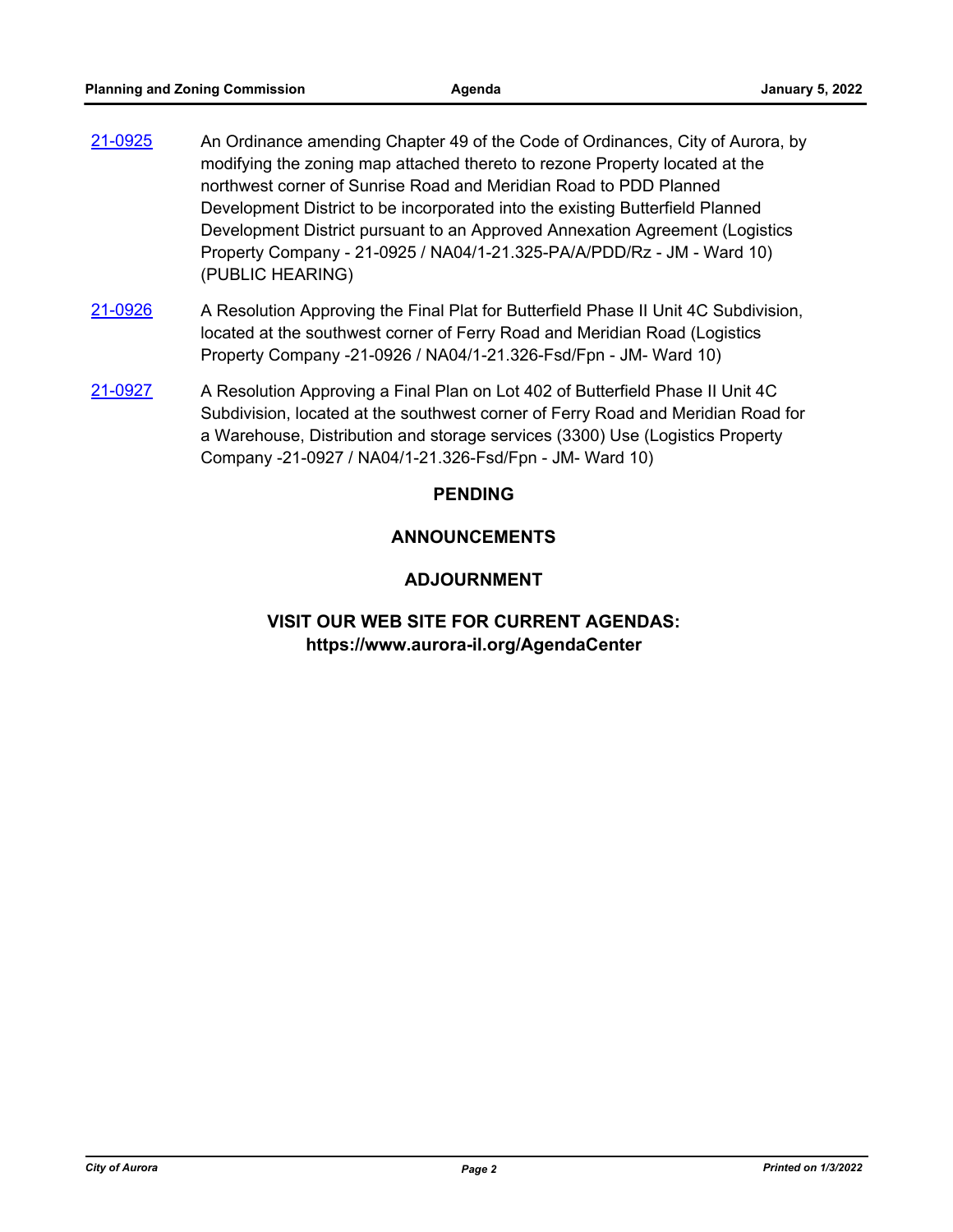21-0925 An Ordinance amending Chapter 49 of the Code of Ordinances, City of Aurora, by modifying the zoning map attached thereto to rezone Property located at the northwest corner of Sunrise Road and Meridian Road to PDD Planned Development District to be incorporated into the existing Butterfield Planned Development District pursuant to an Approved Annexation Agreement (Logistics Property Company - 21-0925 / NA04/1-21.325-PA/A/PDD/Rz - JM - Ward 10) (PUBLIC HEARING)

21-0926 A Resolution Approving the Final Plat for Butterfield Phase II Unit 4C Subdivision, located at the southwest corner of Ferry Road and Meridian Road (Logistics Property Company -21-0926 / NA04/1-21.326-Fsd/Fpn - JM- Ward 10)

21-0927 A Resolution Approving a Final Plan on Lot 402 of Butterfield Phase II Unit 4C Subdivision, located at the southwest corner of Ferry Road and Meridian Road for a Warehouse, Distribution and storage services (3300) Use (Logistics Property Company -21-0927 / NA04/1-21.326-Fsd/Fpn - JM- Ward 10)

## PENDING

## ANNOUNCEMENTS

## ADJOURNMENT

**VISIT OUR WEB SITE FOR CURRENT AGENDAS:**
**https://www.aurora-il.org/AgendaCenter**